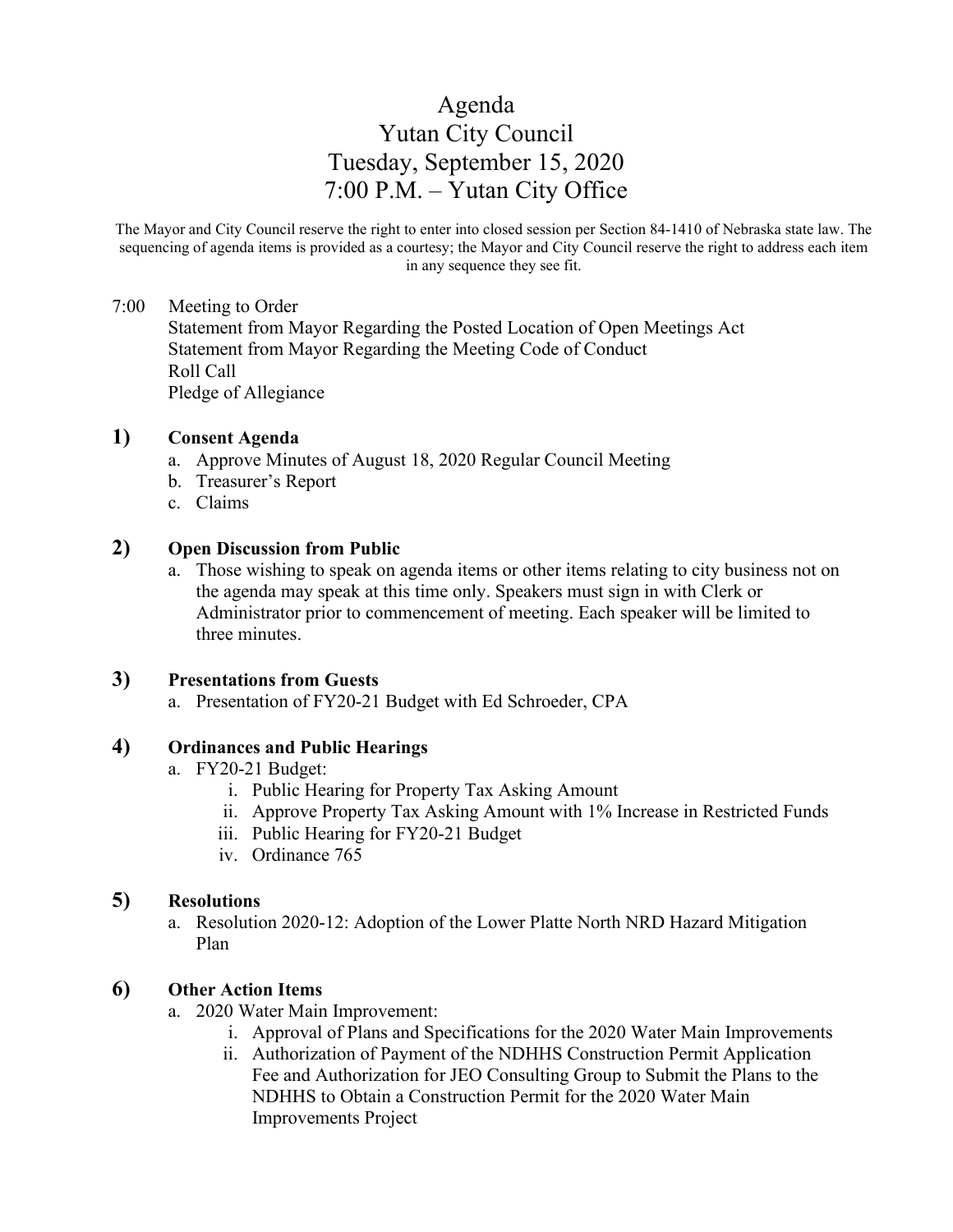# Agenda
# Yutan City Council
# Tuesday, September 15, 2020
# 7:00 P.M. – Yutan City Office

The Mayor and City Council reserve the right to enter into closed session per Section 84-1410 of Nebraska state law. The sequencing of agenda items is provided as a courtesy; the Mayor and City Council reserve the right to address each item in any sequence they see fit.

7:00 Meeting to Order
Statement from Mayor Regarding the Posted Location of Open Meetings Act
Statement from Mayor Regarding the Meeting Code of Conduct
Roll Call
Pledge of Allegiance

**1) Consent Agenda**

a. Approve Minutes of August 18, 2020 Regular Council Meeting
b. Treasurer's Report
c. Claims

**2) Open Discussion from Public**

a. Those wishing to speak on agenda items or other items relating to city business not on the agenda may speak at this time only. Speakers must sign in with Clerk or Administrator prior to commencement of meeting. Each speaker will be limited to three minutes.

**3) Presentations from Guests**

a. Presentation of FY20-21 Budget with Ed Schroeder, CPA

**4) Ordinances and Public Hearings**

a. FY20-21 Budget:
   i. Public Hearing for Property Tax Asking Amount
   ii. Approve Property Tax Asking Amount with 1% Increase in Restricted Funds
   iii. Public Hearing for FY20-21 Budget
   iv. Ordinance 765

**5) Resolutions**

a. Resolution 2020-12: Adoption of the Lower Platte North NRD Hazard Mitigation Plan

**6) Other Action Items**

a. 2020 Water Main Improvement:
   i. Approval of Plans and Specifications for the 2020 Water Main Improvements
   ii. Authorization of Payment of the NDHHS Construction Permit Application Fee and Authorization for JEO Consulting Group to Submit the Plans to the NDHHS to Obtain a Construction Permit for the 2020 Water Main Improvements Project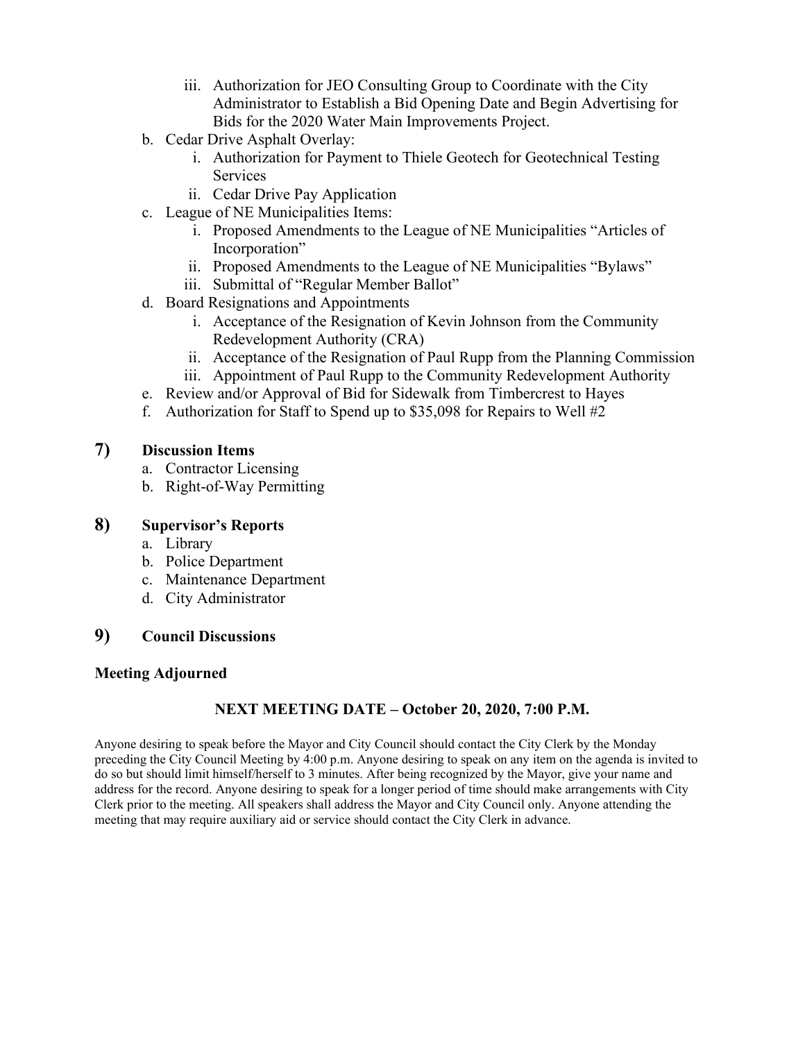- iii. Authorization for JEO Consulting Group to Coordinate with the City Administrator to Establish a Bid Opening Date and Begin Advertising for Bids for the 2020 Water Main Improvements Project.
- b. Cedar Drive Asphalt Overlay:
   - i. Authorization for Payment to Thiele Geotech for Geotechnical Testing Services
   - ii. Cedar Drive Pay Application
- c. League of NE Municipalities Items:
   - i. Proposed Amendments to the League of NE Municipalities "Articles of Incorporation"
   - ii. Proposed Amendments to the League of NE Municipalities "Bylaws"
   - iii. Submittal of "Regular Member Ballot"
- d. Board Resignations and Appointments
   - i. Acceptance of the Resignation of Kevin Johnson from the Community Redevelopment Authority (CRA)
   - ii. Acceptance of the Resignation of Paul Rupp from the Planning Commission
   - iii. Appointment of Paul Rupp to the Community Redevelopment Authority
- e. Review and/or Approval of Bid for Sidewalk from Timbercrest to Hayes
- f. Authorization for Staff to Spend up to $35,098 for Repairs to Well #2

## 7) Discussion Items

- a. Contractor Licensing
- b. Right-of-Way Permitting

## 8) Supervisor's Reports

- a. Library
- b. Police Department
- c. Maintenance Department
- d. City Administrator

## 9) Council Discussions

**Meeting Adjourned**

**NEXT MEETING DATE – October 20, 2020, 7:00 P.M.**

Anyone desiring to speak before the Mayor and City Council should contact the City Clerk by the Monday preceding the City Council Meeting by 4:00 p.m. Anyone desiring to speak on any item on the agenda is invited to do so but should limit himself/herself to 3 minutes. After being recognized by the Mayor, give your name and address for the record. Anyone desiring to speak for a longer period of time should make arrangements with City Clerk prior to the meeting. All speakers shall address the Mayor and City Council only. Anyone attending the meeting that may require auxiliary aid or service should contact the City Clerk in advance.